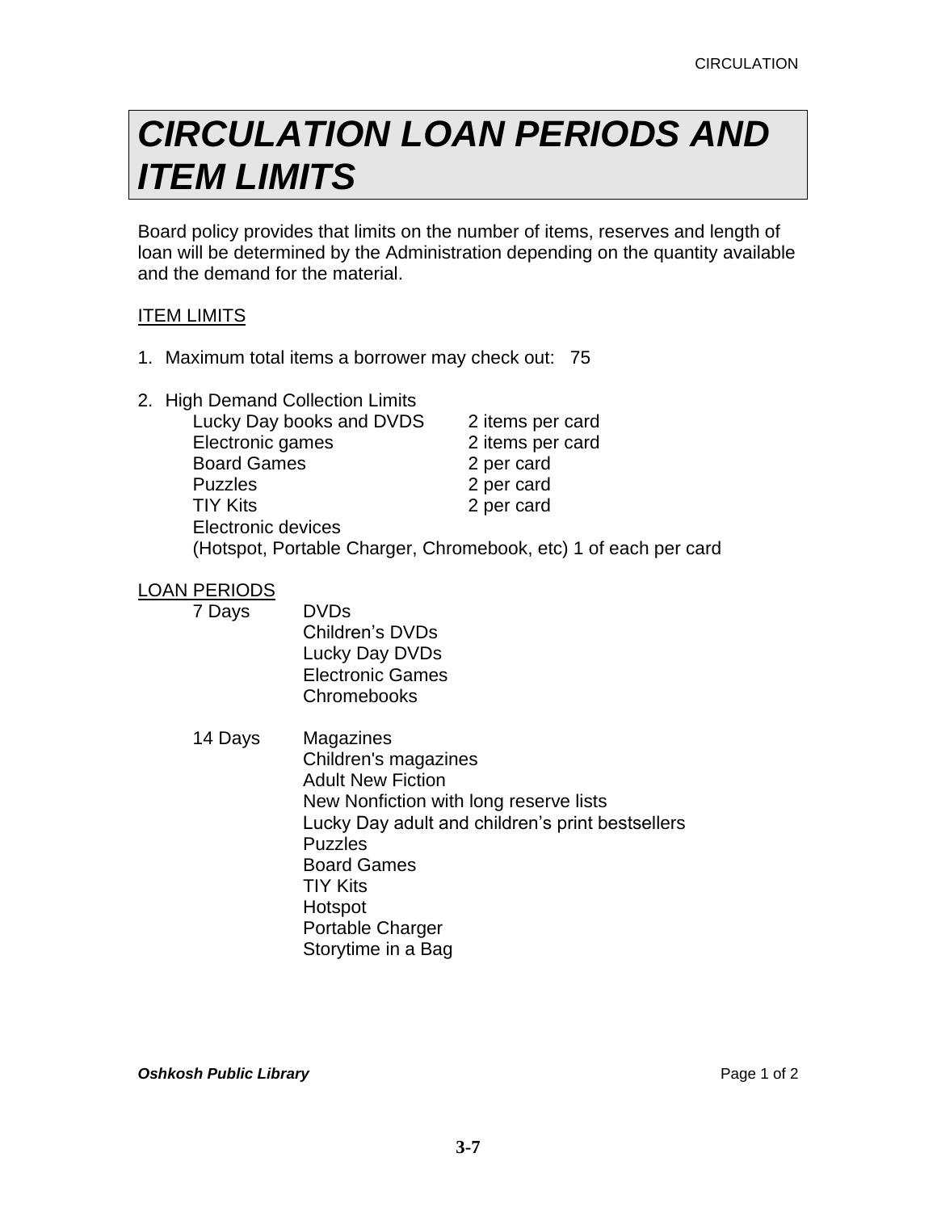# *CIRCULATION LOAN PERIODS AND ITEM LIMITS*

Board policy provides that limits on the number of items, reserves and length of loan will be determined by the Administration depending on the quantity available and the demand for the material.

## ITEM LIMITS

1. Maximum total items a borrower may check out: 75

2. High Demand Collection Limits

| | |
|---|---|
| Lucky Day books and DVDS | 2 items per card |
| Electronic games | 2 items per card |
| Board Games | 2 per card |
| Puzzles | 2 per card |
| TIY Kits | 2 per card |

   Electronic devices
   (Hotspot, Portable Charger, Chromebook, etc) 1 of each per card

## LOAN PERIODS

| | |
|---|---|
| 7 Days | DVDs<br>Children's DVDs<br>Lucky Day DVDs<br>Electronic Games<br>Chromebooks |
| 14 Days | Magazines<br>Children's magazines<br>Adult New Fiction<br>New Nonfiction with long reserve lists<br>Lucky Day adult and children's print bestsellers<br>Puzzles<br>Board Games<br>TIY Kits<br>Hotspot<br>Portable Charger<br>Storytime in a Bag |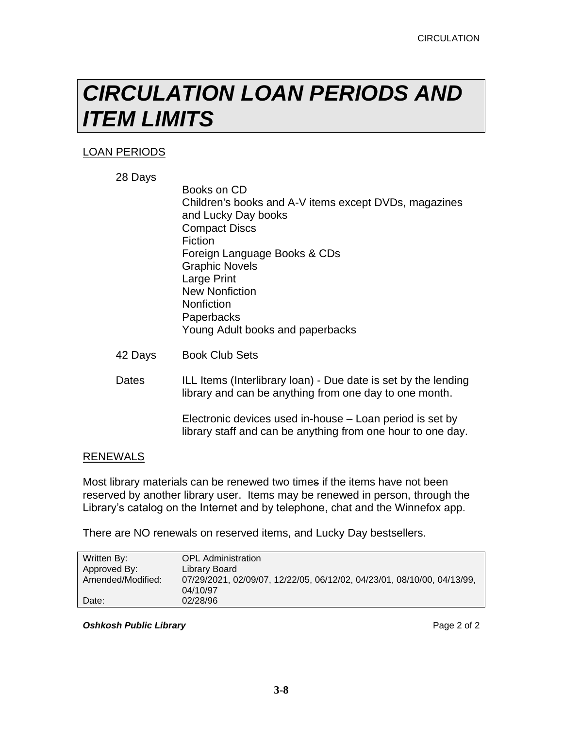# *CIRCULATION LOAN PERIODS AND ITEM LIMITS*

## LOAN PERIODS

28 Days

- Books on CD
- Children's books and A-V items except DVDs, magazines and Lucky Day books
- Compact Discs
- Fiction
- Foreign Language Books & CDs
- Graphic Novels
- Large Print
- New Nonfiction
- Nonfiction
- Paperbacks
- Young Adult books and paperbacks

42 Days — Book Club Sets

Dates — ILL Items (Interlibrary loan) - Due date is set by the lending library and can be anything from one day to one month.

Electronic devices used in-house – Loan period is set by library staff and can be anything from one hour to one day.

## RENEWALS

Most library materials can be renewed two times if the items have not been reserved by another library user. Items may be renewed in person, through the Library's catalog on the Internet and by telephone, chat and the Winnefox app.

There are NO renewals on reserved items, and Lucky Day bestsellers.

| | |
|---|---|
| Written By: | OPL Administration |
| Approved By: | Library Board |
| Amended/Modified: | 07/29/2021, 02/09/07, 12/22/05, 06/12/02, 04/23/01, 08/10/00, 04/13/99, 04/10/97 |
| Date: | 02/28/96 |

***Oshkosh Public Library***